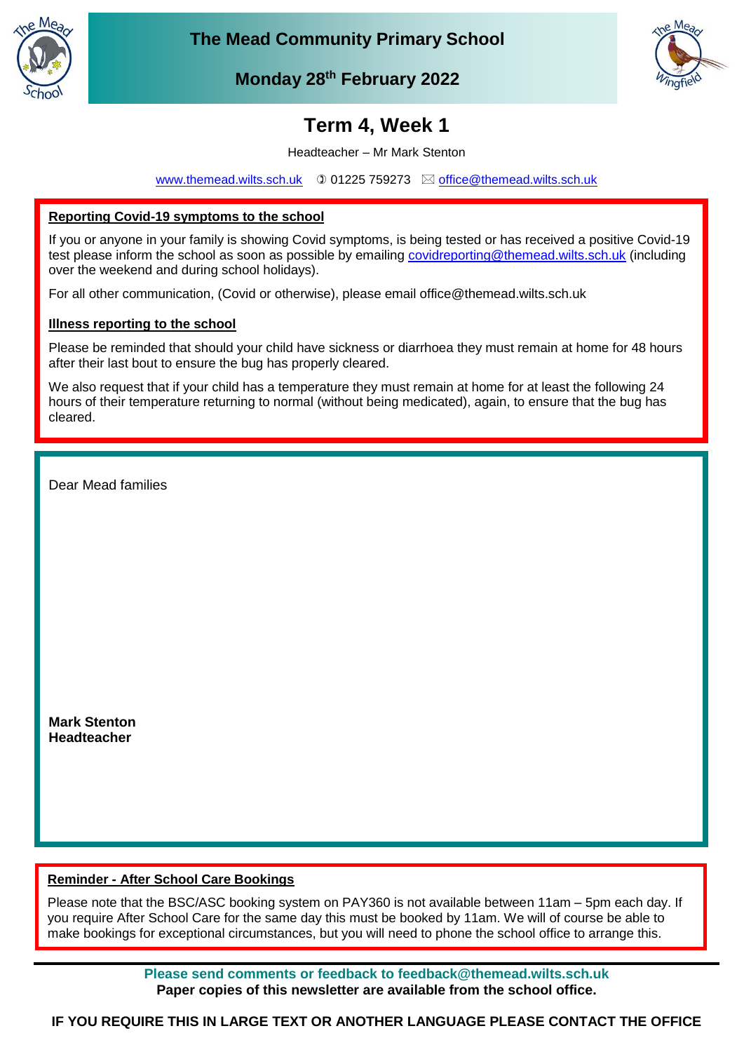# The Mead Community Primary School

**Monday 28th February 2022**

## Term 4, Week 1

Headteacher – Mr Mark Stenton

www.themead.wilts.sch.uk ✆ 01225 759273 ✉ office@themead.wilts.sch.uk

**Reporting Covid-19 symptoms to the school**

If you or anyone in your family is showing Covid symptoms, is being tested or has received a positive Covid-19 test please inform the school as soon as possible by emailing covidreporting@themead.wilts.sch.uk (including over the weekend and during school holidays).

For all other communication, (Covid or otherwise), please email office@themead.wilts.sch.uk

**Illness reporting to the school**

Please be reminded that should your child have sickness or diarrhoea they must remain at home for 48 hours after their last bout to ensure the bug has properly cleared.

We also request that if your child has a temperature they must remain at home for at least the following 24 hours of their temperature returning to normal (without being medicated), again, to ensure that the bug has cleared.

Dear Mead families

**Mark Stenton**
**Headteacher**

**Reminder - After School Care Bookings**

Please note that the BSC/ASC booking system on PAY360 is not available between 11am – 5pm each day. If you require After School Care for the same day this must be booked by 11am. We will of course be able to make bookings for exceptional circumstances, but you will need to phone the school office to arrange this.

**Please send comments or feedback to feedback@themead.wilts.sch.uk**
**Paper copies of this newsletter are available from the school office.**

**IF YOU REQUIRE THIS IN LARGE TEXT OR ANOTHER LANGUAGE PLEASE CONTACT THE OFFICE**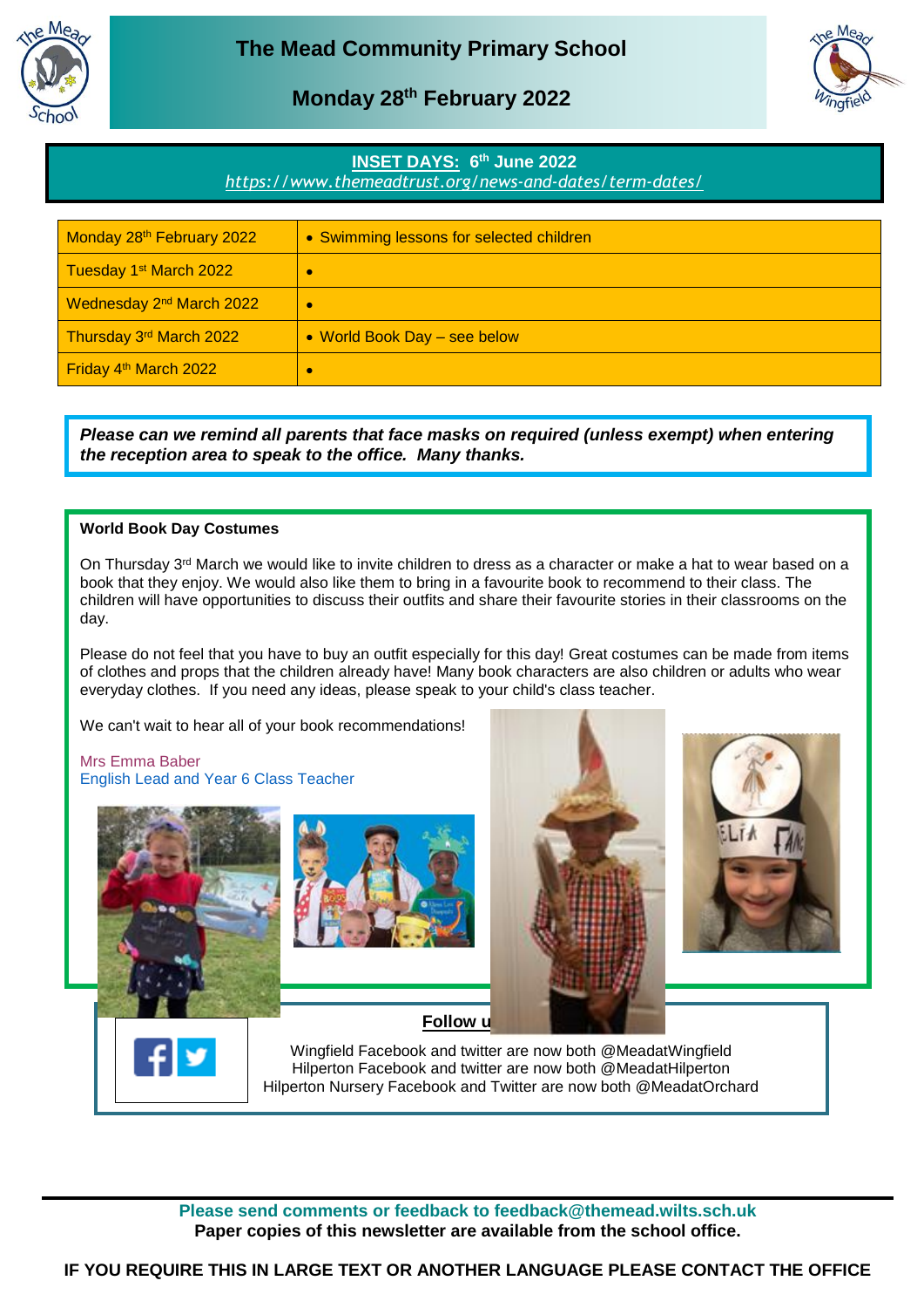# The Mead Community Primary School

## Monday 28th February 2022

**INSET DAYS: 6th June 2022**
*https://www.themeadtrust.org/news-and-dates/term-dates/*

| Monday 28th February 2022 | • Swimming lessons for selected children |
|---|---|
| Tuesday 1st March 2022 | • |
| Wednesday 2nd March 2022 | • |
| Thursday 3rd March 2022 | • World Book Day – see below |
| Friday 4th March 2022 | • |

***Please can we remind all parents that face masks on required (unless exempt) when entering the reception area to speak to the office. Many thanks.***

**World Book Day Costumes**

On Thursday 3rd March we would like to invite children to dress as a character or make a hat to wear based on a book that they enjoy. We would also like them to bring in a favourite book to recommend to their class. The children will have opportunities to discuss their outfits and share their favourite stories in their classrooms on the day.

Please do not feel that you have to buy an outfit especially for this day! Great costumes can be made from items of clothes and props that the children already have! Many book characters are also children or adults who wear everyday clothes. If you need any ideas, please speak to your child's class teacher.

We can't wait to hear all of your book recommendations!

Mrs Emma Baber
English Lead and Year 6 Class Teacher

**Follow u**

Wingfield Facebook and twitter are now both @MeadatWingfield
Hilperton Facebook and twitter are now both @MeadatHilperton
Hilperton Nursery Facebook and Twitter are now both @MeadatOrchard

**Please send comments or feedback to feedback@themead.wilts.sch.uk**
**Paper copies of this newsletter are available from the school office.**

**IF YOU REQUIRE THIS IN LARGE TEXT OR ANOTHER LANGUAGE PLEASE CONTACT THE OFFICE**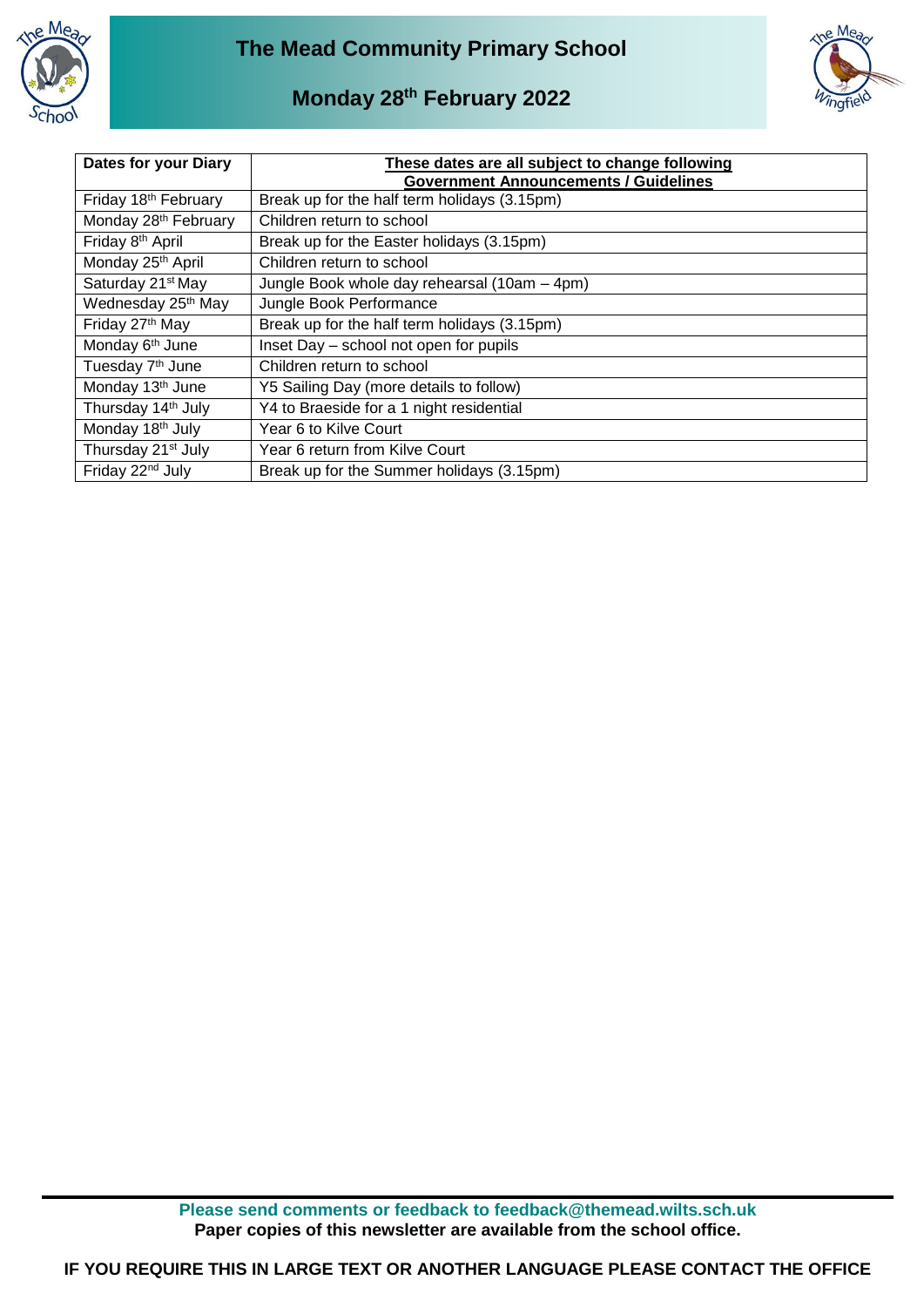# The Mead Community Primary School

## Monday 28th February 2022

| Dates for your Diary | **These dates are all subject to change following Government Announcements / Guidelines** |
| --- | --- |
| Friday 18th February | Break up for the half term holidays (3.15pm) |
| Monday 28th February | Children return to school |
| Friday 8th April | Break up for the Easter holidays (3.15pm) |
| Monday 25th April | Children return to school |
| Saturday 21st May | Jungle Book whole day rehearsal (10am – 4pm) |
| Wednesday 25th May | Jungle Book Performance |
| Friday 27th May | Break up for the half term holidays (3.15pm) |
| Monday 6th June | Inset Day – school not open for pupils |
| Tuesday 7th June | Children return to school |
| Monday 13th June | Y5 Sailing Day (more details to follow) |
| Thursday 14th July | Y4 to Braeside for a 1 night residential |
| Monday 18th July | Year 6 to Kilve Court |
| Thursday 21st July | Year 6 return from Kilve Court |
| Friday 22nd July | Break up for the Summer holidays (3.15pm) |

**Please send comments or feedback to feedback@themead.wilts.sch.uk**
**Paper copies of this newsletter are available from the school office.**

**IF YOU REQUIRE THIS IN LARGE TEXT OR ANOTHER LANGUAGE PLEASE CONTACT THE OFFICE**